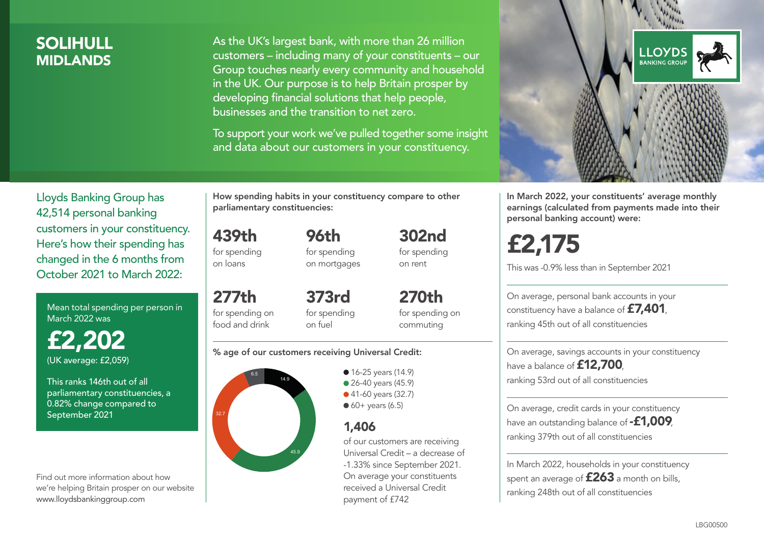# SOLIHULL
## MIDLANDS

As the UK's largest bank, with more than 26 million customers – including many of your constituents – our Group touches nearly every community and household in the UK. Our purpose is to help Britain prosper by developing financial solutions that help people, businesses and the transition to net zero.

To support your work we've pulled together some insight and data about our customers in your constituency.

LLOYDS BANKING GROUP

Lloyds Banking Group has 42,514 personal banking customers in your constituency. Here's how their spending has changed in the 6 months from October 2021 to March 2022:

Mean total spending per person in March 2022 was

**£2,202**
(UK average: £2,059)

This ranks 146th out of all parliamentary constituencies, a 0.82% change compared to September 2021

Find out more information about how we're helping Britain prosper on our website www.lloydsbankinggroup.com

**How spending habits in your constituency compare to other parliamentary constituencies:**

**439th** for spending on loans

**96th** for spending on mortgages

**302nd** for spending on rent

**277th** for spending on food and drink

**373rd** for spending on fuel

**270th** for spending on commuting

**% age of our customers receiving Universal Credit:**

- 16-25 years (14.9)
- 26-40 years (45.9)
- 41-60 years (32.7)
- 60+ years (6.5)

**1,406**
of our customers are receiving Universal Credit – a decrease of -1.33% since September 2021. On average your constituents received a Universal Credit payment of £742

**In March 2022, your constituents' average monthly earnings (calculated from payments made into their personal banking account) were:**

**£2,175**
This was -0.9% less than in September 2021

On average, personal bank accounts in your constituency have a balance of **£7,401**, ranking 45th out of all constituencies

On average, savings accounts in your constituency have a balance of **£12,700**, ranking 53rd out of all constituencies

On average, credit cards in your constituency have an outstanding balance of **-£1,009**, ranking 379th out of all constituencies

In March 2022, households in your constituency spent an average of **£263** a month on bills, ranking 248th out of all constituencies

LBG00500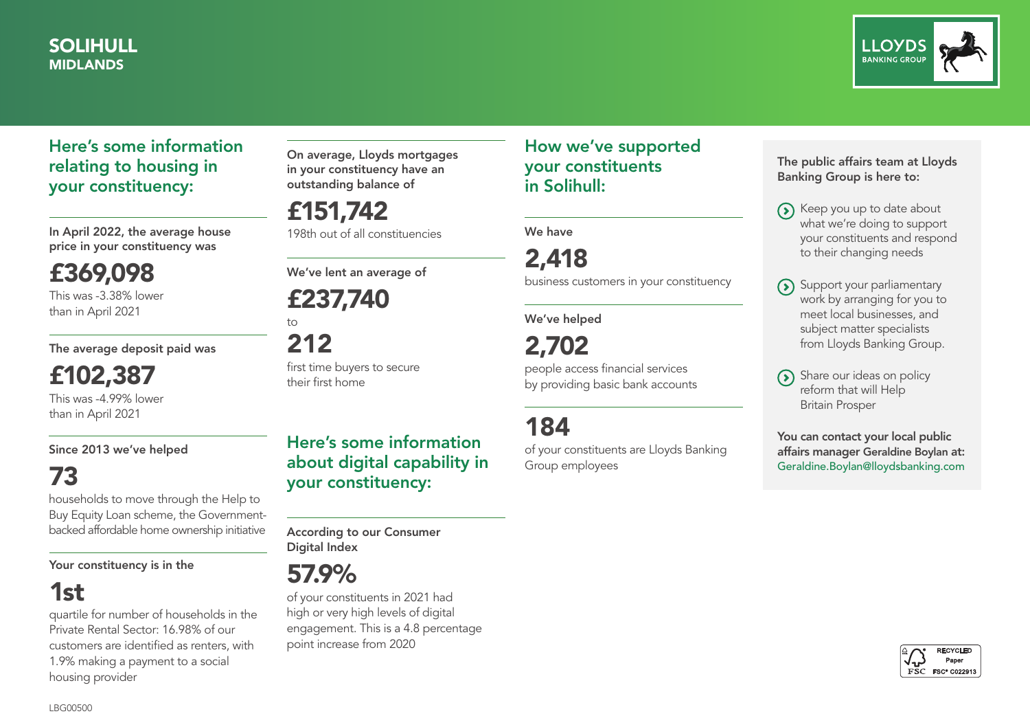# SOLIHULL
## MIDLANDS

LLOYDS BANKING GROUP

## Here's some information relating to housing in your constituency:

In April 2022, the average house price in your constituency was

**£369,098**

This was -3.38% lower than in April 2021

The average deposit paid was

**£102,387**

This was -4.99% lower than in April 2021

Since 2013 we've helped

**73**

households to move through the Help to Buy Equity Loan scheme, the Government-backed affordable home ownership initiative

Your constituency is in the

**1st**

quartile for number of households in the Private Rental Sector: 16.98% of our customers are identified as renters, with 1.9% making a payment to a social housing provider

On average, Lloyds mortgages in your constituency have an outstanding balance of

**£151,742**

198th out of all constituencies

We've lent an average of

**£237,740**

to

**212**

first time buyers to secure their first home

## Here's some information about digital capability in your constituency:

According to our Consumer Digital Index

**57.9%**

of your constituents in 2021 had high or very high levels of digital engagement. This is a 4.8 percentage point increase from 2020

## How we've supported your constituents in Solihull:

We have

**2,418**

business customers in your constituency

We've helped

**2,702**

people access financial services by providing basic bank accounts

**184**

of your constituents are Lloyds Banking Group employees

The public affairs team at Lloyds Banking Group is here to:

- Keep you up to date about what we're doing to support your constituents and respond to their changing needs
- Support your parliamentary work by arranging for you to meet local businesses, and subject matter specialists from Lloyds Banking Group.
- Share our ideas on policy reform that will Help Britain Prosper

You can contact your local public affairs manager Geraldine Boylan at:
Geraldine.Boylan@lloydsbanking.com

RECYCLED Paper FSC® C022913

LBG00500